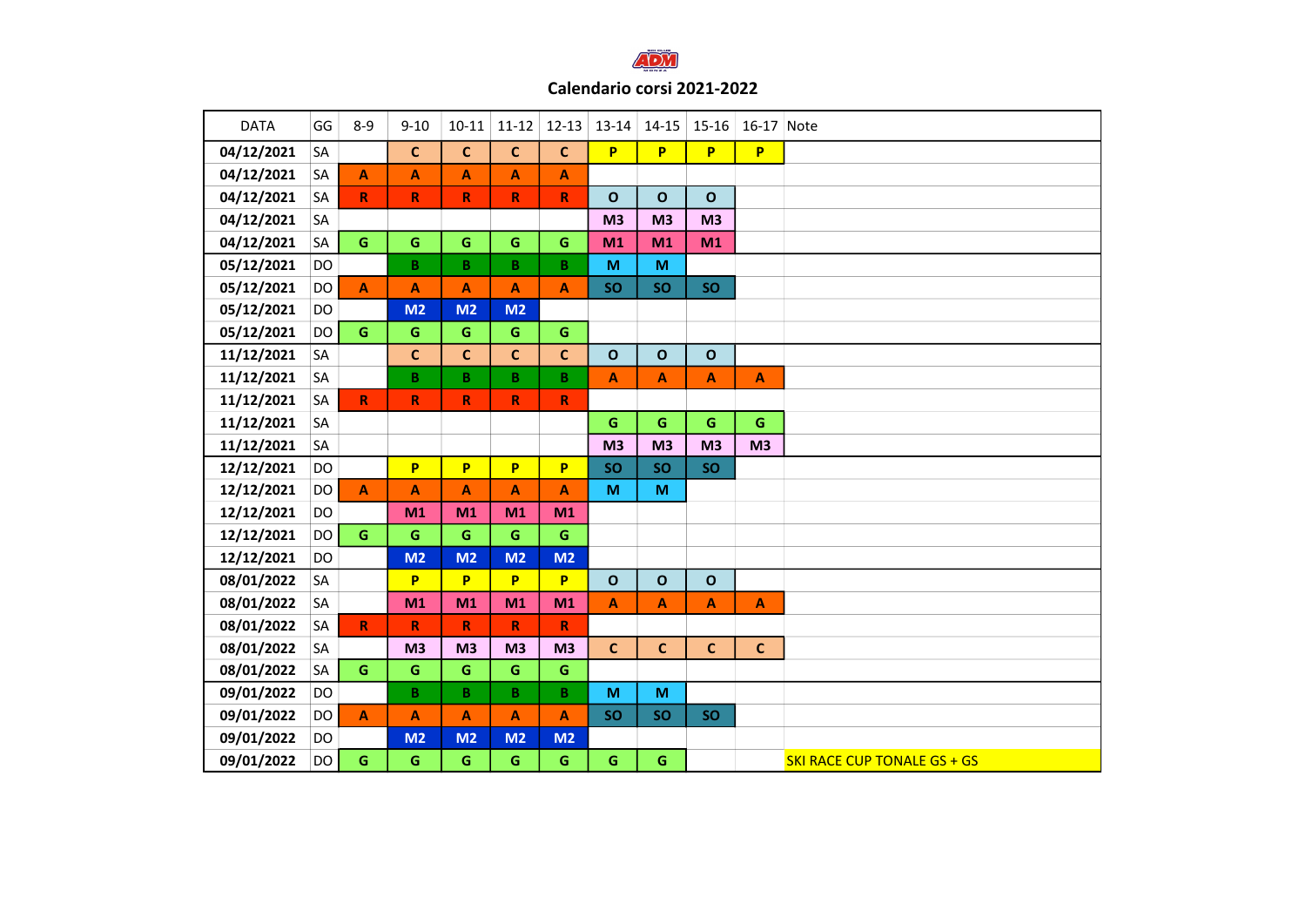# Calendario corsi 2021-2022

| DATA | GG | 8-9 | 9-10 | 10-11 | 11-12 | 12-13 | 13-14 | 14-15 | 15-16 | 16-17 | Note |
|---|---|---|---|---|---|---|---|---|---|---|---|
| 04/12/2021 | SA | | C | C | C | C | P | P | P | P | |
| 04/12/2021 | SA | A | A | A | A | A | | | | | |
| 04/12/2021 | SA | R | R | R | R | R | O | O | O | | |
| 04/12/2021 | SA | | | | | | M3 | M3 | M3 | | |
| 04/12/2021 | SA | G | G | G | G | G | M1 | M1 | M1 | | |
| 05/12/2021 | DO | | B | B | B | B | M | M | | | |
| 05/12/2021 | DO | A | A | A | A | A | SO | SO | SO | | |
| 05/12/2021 | DO | | M2 | M2 | M2 | | | | | | |
| 05/12/2021 | DO | G | G | G | G | G | | | | | |
| 11/12/2021 | SA | | C | C | C | C | O | O | O | | |
| 11/12/2021 | SA | | B | B | B | B | A | A | A | A | |
| 11/12/2021 | SA | R | R | R | R | R | | | | | |
| 11/12/2021 | SA | | | | | | G | G | G | G | |
| 11/12/2021 | SA | | | | | | M3 | M3 | M3 | M3 | |
| 12/12/2021 | DO | | P | P | P | P | SO | SO | SO | | |
| 12/12/2021 | DO | A | A | A | A | A | M | M | | | |
| 12/12/2021 | DO | | M1 | M1 | M1 | M1 | | | | | |
| 12/12/2021 | DO | G | G | G | G | G | | | | | |
| 12/12/2021 | DO | | M2 | M2 | M2 | M2 | | | | | |
| 08/01/2022 | SA | | P | P | P | P | O | O | O | | |
| 08/01/2022 | SA | | M1 | M1 | M1 | M1 | A | A | A | A | |
| 08/01/2022 | SA | R | R | R | R | R | | | | | |
| 08/01/2022 | SA | | M3 | M3 | M3 | M3 | C | C | C | C | |
| 08/01/2022 | SA | G | G | G | G | G | | | | | |
| 09/01/2022 | DO | | B | B | B | B | M | M | | | |
| 09/01/2022 | DO | A | A | A | A | A | SO | SO | SO | | |
| 09/01/2022 | DO | | M2 | M2 | M2 | M2 | | | | | |
| 09/01/2022 | DO | G | G | G | G | G | G | G | | | SKI RACE CUP TONALE GS + GS |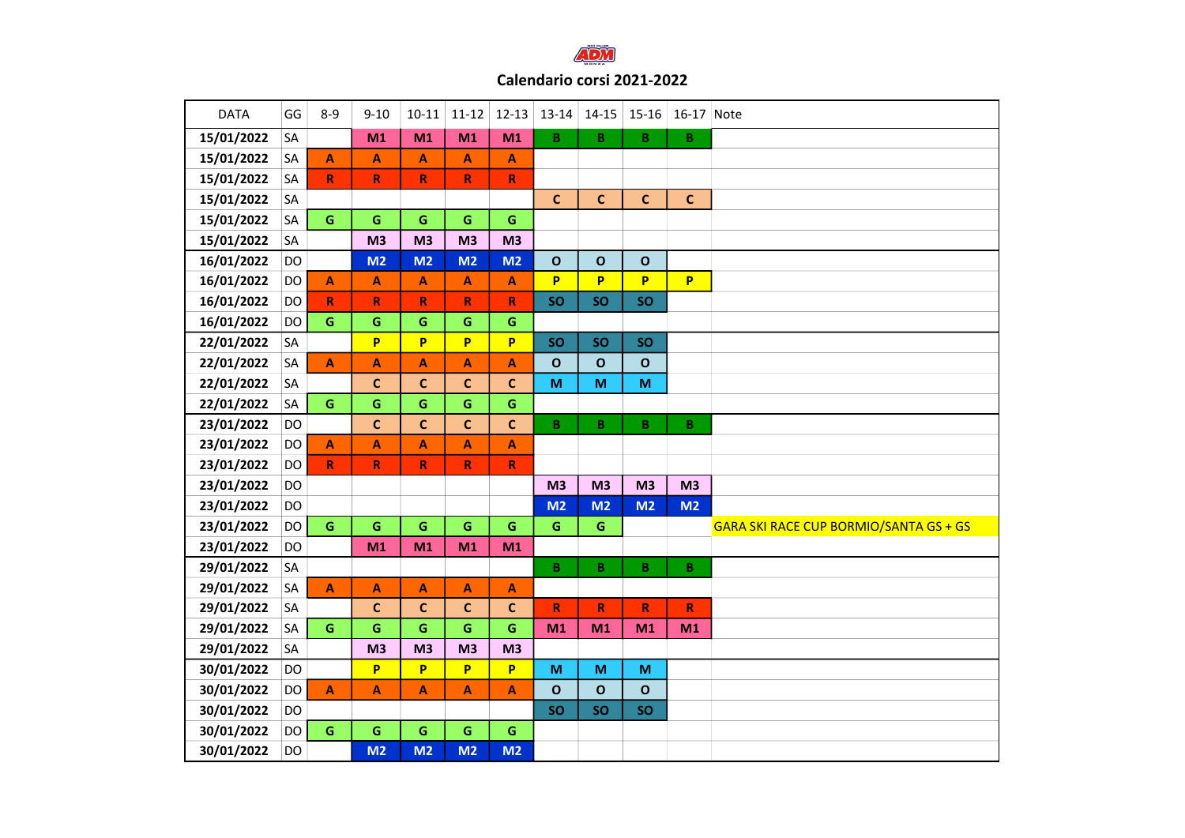# Calendario corsi 2021-2022

| DATA | GG | 8-9 | 9-10 | 10-11 | 11-12 | 12-13 | 13-14 | 14-15 | 15-16 | 16-17 | Note |
|---|---|---|---|---|---|---|---|---|---|---|---|
| 15/01/2022 | SA | | M1 | M1 | M1 | M1 | B | B | B | B | |
| 15/01/2022 | SA | A | A | A | A | A | | | | | |
| 15/01/2022 | SA | R | R | R | R | R | | | | | |
| 15/01/2022 | SA | | | | | | C | C | C | C | |
| 15/01/2022 | SA | G | G | G | G | G | | | | | |
| 15/01/2022 | SA | | M3 | M3 | M3 | M3 | | | | | |
| 16/01/2022 | DO | | M2 | M2 | M2 | M2 | O | O | O | | |
| 16/01/2022 | DO | A | A | A | A | A | P | P | P | P | |
| 16/01/2022 | DO | R | R | R | R | R | SO | SO | SO | | |
| 16/01/2022 | DO | G | G | G | G | G | | | | | |
| 22/01/2022 | SA | | P | P | P | P | SO | SO | SO | | |
| 22/01/2022 | SA | A | A | A | A | A | O | O | O | | |
| 22/01/2022 | SA | | C | C | C | C | M | M | M | | |
| 22/01/2022 | SA | G | G | G | G | G | | | | | |
| 23/01/2022 | DO | | C | C | C | C | B | B | B | B | |
| 23/01/2022 | DO | A | A | A | A | A | | | | | |
| 23/01/2022 | DO | R | R | R | R | R | | | | | |
| 23/01/2022 | DO | | | | | | M3 | M3 | M3 | M3 | |
| 23/01/2022 | DO | | | | | | M2 | M2 | M2 | M2 | |
| 23/01/2022 | DO | G | G | G | G | G | G | G | | | GARA SKI RACE CUP BORMIO/SANTA GS + GS |
| 23/01/2022 | DO | | M1 | M1 | M1 | M1 | | | | | |
| 29/01/2022 | SA | | | | | | B | B | B | B | |
| 29/01/2022 | SA | A | A | A | A | A | | | | | |
| 29/01/2022 | SA | | C | C | C | C | R | R | R | R | |
| 29/01/2022 | SA | G | G | G | G | G | M1 | M1 | M1 | M1 | |
| 29/01/2022 | SA | | M3 | M3 | M3 | M3 | | | | | |
| 30/01/2022 | DO | | P | P | P | P | M | M | M | | |
| 30/01/2022 | DO | A | A | A | A | A | O | O | O | | |
| 30/01/2022 | DO | | | | | | SO | SO | SO | | |
| 30/01/2022 | DO | G | G | G | G | G | | | | | |
| 30/01/2022 | DO | | M2 | M2 | M2 | M2 | | | | | |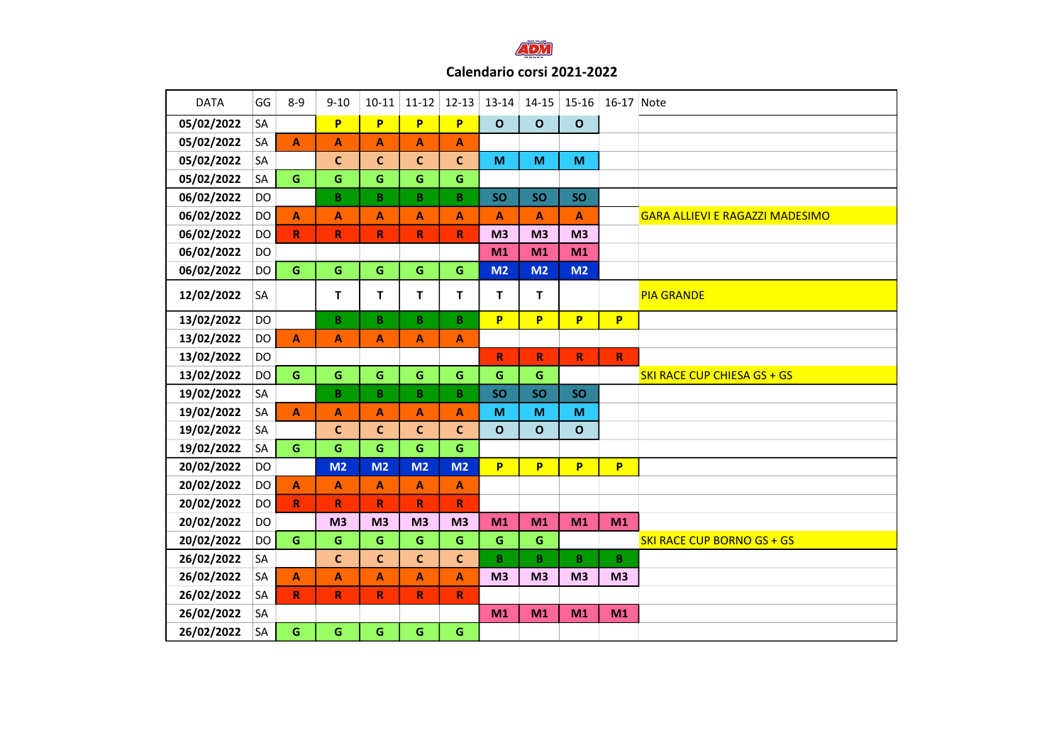# Calendario corsi 2021-2022

| DATA | GG | 8-9 | 9-10 | 10-11 | 11-12 | 12-13 | 13-14 | 14-15 | 15-16 | 16-17 | Note |
|---|---|---|---|---|---|---|---|---|---|---|---|
| 05/02/2022 | SA | | P | P | P | P | O | O | O | | |
| 05/02/2022 | SA | A | A | A | A | A | | | | | |
| 05/02/2022 | SA | | C | C | C | C | M | M | M | | |
| 05/02/2022 | SA | G | G | G | G | G | | | | | |
| 06/02/2022 | DO | | B | B | B | B | SO | SO | SO | | |
| 06/02/2022 | DO | A | A | A | A | A | A | A | A | | GARA ALLIEVI E RAGAZZI MADESIMO |
| 06/02/2022 | DO | R | R | R | R | R | M3 | M3 | M3 | | |
| 06/02/2022 | DO | | | | | | M1 | M1 | M1 | | |
| 06/02/2022 | DO | G | G | G | G | G | M2 | M2 | M2 | | |
| 12/02/2022 | SA | | T | T | T | T | T | T | | | PIA GRANDE |
| 13/02/2022 | DO | | B | B | B | B | P | P | P | P | |
| 13/02/2022 | DO | A | A | A | A | A | | | | | |
| 13/02/2022 | DO | | | | | | R | R | R | R | |
| 13/02/2022 | DO | G | G | G | G | G | G | G | | | SKI RACE CUP CHIESA GS + GS |
| 19/02/2022 | SA | | B | B | B | B | SO | SO | SO | | |
| 19/02/2022 | SA | A | A | A | A | A | M | M | M | | |
| 19/02/2022 | SA | | C | C | C | C | O | O | O | | |
| 19/02/2022 | SA | G | G | G | G | G | | | | | |
| 20/02/2022 | DO | | M2 | M2 | M2 | M2 | P | P | P | P | |
| 20/02/2022 | DO | A | A | A | A | A | | | | | |
| 20/02/2022 | DO | R | R | R | R | R | | | | | |
| 20/02/2022 | DO | | M3 | M3 | M3 | M3 | M1 | M1 | M1 | M1 | |
| 20/02/2022 | DO | G | G | G | G | G | G | G | | | SKI RACE CUP BORNO GS + GS |
| 26/02/2022 | SA | | C | C | C | C | B | B | B | B | |
| 26/02/2022 | SA | A | A | A | A | A | M3 | M3 | M3 | M3 | |
| 26/02/2022 | SA | R | R | R | R | R | | | | | |
| 26/02/2022 | SA | | | | | | M1 | M1 | M1 | M1 | |
| 26/02/2022 | SA | G | G | G | G | G | | | | | |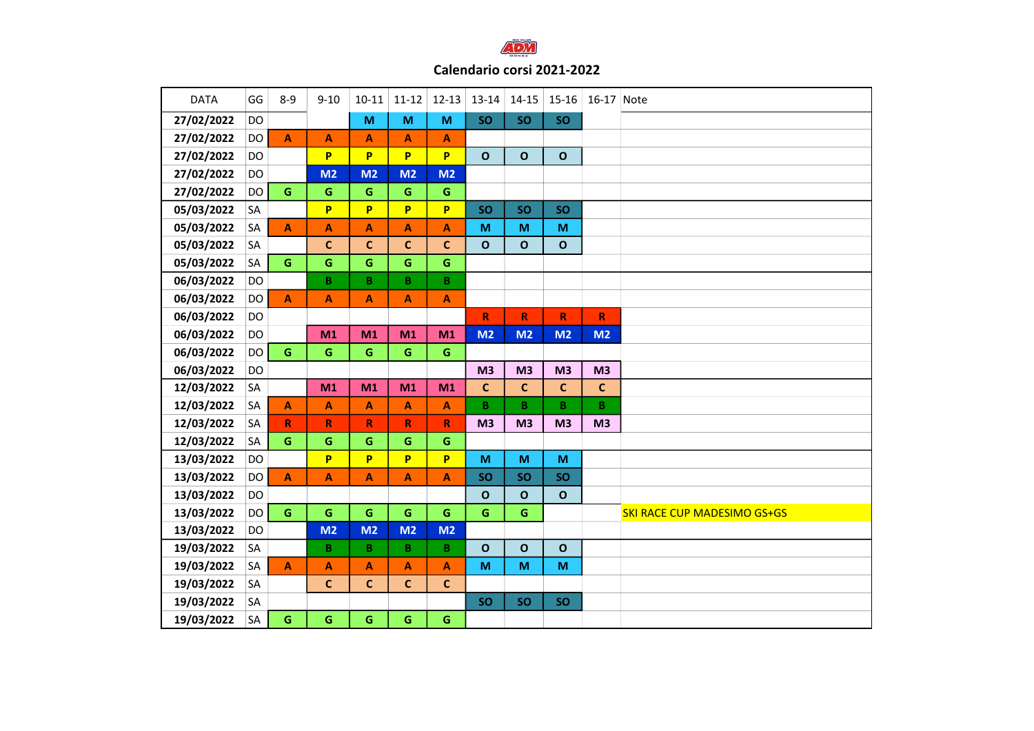# Calendario corsi 2021-2022

| DATA | GG | 8-9 | 9-10 | 10-11 | 11-12 | 12-13 | 13-14 | 14-15 | 15-16 | 16-17 | Note |
|---|---|---|---|---|---|---|---|---|---|---|---|
| 27/02/2022 | DO | | | M | M | M | SO | SO | SO | | |
| 27/02/2022 | DO | A | A | A | A | A | | | | | |
| 27/02/2022 | DO | | P | P | P | P | O | O | O | | |
| 27/02/2022 | DO | | M2 | M2 | M2 | M2 | | | | | |
| 27/02/2022 | DO | G | G | G | G | G | | | | | |
| 05/03/2022 | SA | | P | P | P | P | SO | SO | SO | | |
| 05/03/2022 | SA | A | A | A | A | A | M | M | M | | |
| 05/03/2022 | SA | | C | C | C | C | O | O | O | | |
| 05/03/2022 | SA | G | G | G | G | G | | | | | |
| 06/03/2022 | DO | | B | B | B | B | | | | | |
| 06/03/2022 | DO | A | A | A | A | A | | | | | |
| 06/03/2022 | DO | | | | | | R | R | R | R | |
| 06/03/2022 | DO | | M1 | M1 | M1 | M1 | M2 | M2 | M2 | M2 | |
| 06/03/2022 | DO | G | G | G | G | G | | | | | |
| 06/03/2022 | DO | | | | | | M3 | M3 | M3 | M3 | |
| 12/03/2022 | SA | | M1 | M1 | M1 | M1 | C | C | C | C | |
| 12/03/2022 | SA | A | A | A | A | A | B | B | B | B | |
| 12/03/2022 | SA | R | R | R | R | R | M3 | M3 | M3 | M3 | |
| 12/03/2022 | SA | G | G | G | G | G | | | | | |
| 13/03/2022 | DO | | P | P | P | P | M | M | M | | |
| 13/03/2022 | DO | A | A | A | A | A | SO | SO | SO | | |
| 13/03/2022 | DO | | | | | | O | O | O | | |
| 13/03/2022 | DO | G | G | G | G | G | G | G | | | SKI RACE CUP MADESIMO GS+GS |
| 13/03/2022 | DO | | M2 | M2 | M2 | M2 | | | | | |
| 19/03/2022 | SA | | B | B | B | B | O | O | O | | |
| 19/03/2022 | SA | A | A | A | A | A | M | M | M | | |
| 19/03/2022 | SA | | C | C | C | C | | | | | |
| 19/03/2022 | SA | | | | | | SO | SO | SO | | |
| 19/03/2022 | SA | G | G | G | G | G | | | | | |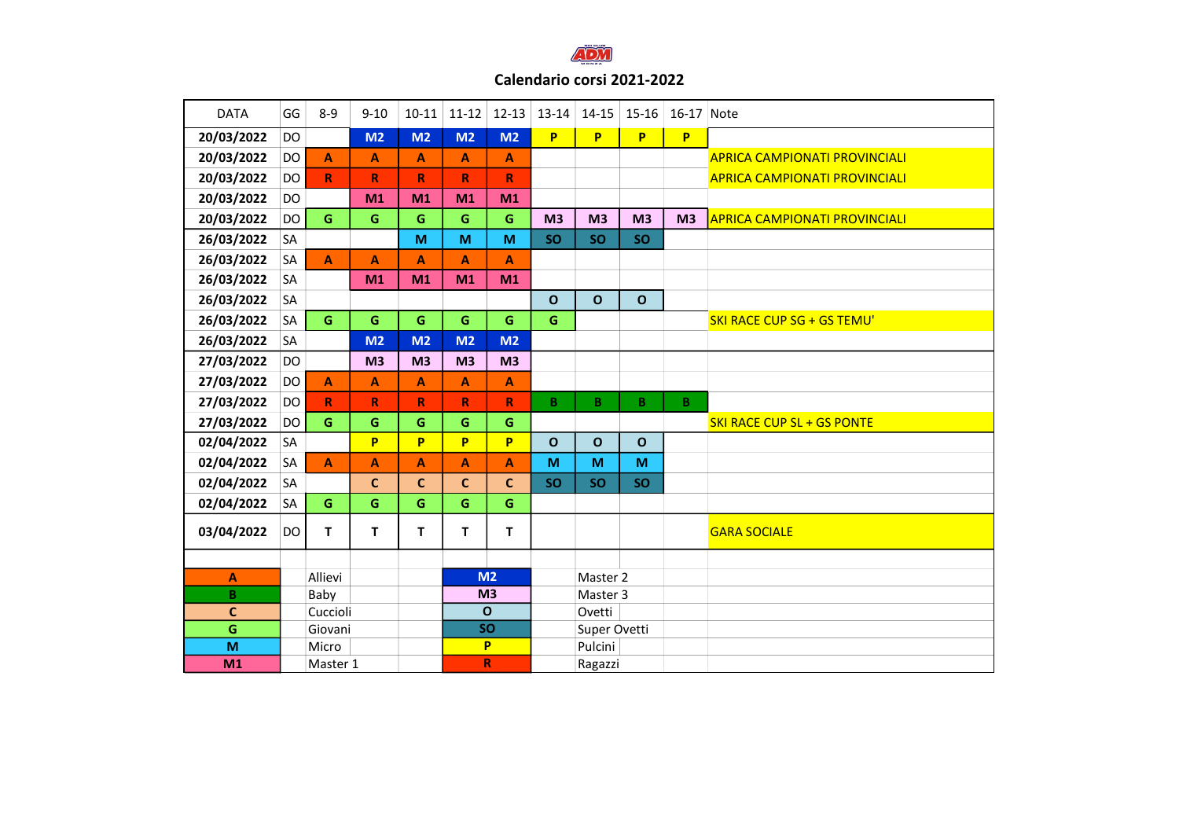## Calendario corsi 2021-2022

| DATA | GG | 8-9 | 9-10 | 10-11 | 11-12 | 12-13 | 13-14 | 14-15 | 15-16 | 16-17 | Note |
|---|---|---|---|---|---|---|---|---|---|---|---|
| **20/03/2022** | DO | | M2 | M2 | M2 | M2 | P | P | P | P | |
| **20/03/2022** | DO | A | A | A | A | A | | | | | APRICA CAMPIONATI PROVINCIALI |
| **20/03/2022** | DO | R | R | R | R | R | | | | | APRICA CAMPIONATI PROVINCIALI |
| **20/03/2022** | DO | | M1 | M1 | M1 | M1 | | | | | |
| **20/03/2022** | DO | G | G | G | G | G | M3 | M3 | M3 | M3 | APRICA CAMPIONATI PROVINCIALI |
| **26/03/2022** | SA | | | M | M | M | SO | SO | SO | | |
| **26/03/2022** | SA | A | A | A | A | A | | | | | |
| **26/03/2022** | SA | | M1 | M1 | M1 | M1 | | | | | |
| **26/03/2022** | SA | | | | | | O | O | O | | |
| **26/03/2022** | SA | G | G | G | G | G | G | | | | SKI RACE CUP SG + GS TEMU' |
| **26/03/2022** | SA | | M2 | M2 | M2 | M2 | | | | | |
| **27/03/2022** | DO | | M3 | M3 | M3 | M3 | | | | | |
| **27/03/2022** | DO | A | A | A | A | A | | | | | |
| **27/03/2022** | DO | R | R | R | R | R | B | B | B | B | |
| **27/03/2022** | DO | G | G | G | G | G | | | | | SKI RACE CUP SL + GS PONTE |
| **02/04/2022** | SA | | P | P | P | P | O | O | O | | |
| **02/04/2022** | SA | A | A | A | A | A | M | M | M | | |
| **02/04/2022** | SA | | C | C | C | C | SO | SO | SO | | |
| **02/04/2022** | SA | G | G | G | G | G | | | | | |
| **03/04/2022** | DO | T | T | T | T | T | | | | | GARA SOCIALE |

| | | | | |
|---|---|---|---|---|
| A | Allievi | | M2 | Master 2 |
| B | Baby | | M3 | Master 3 |
| C | Cuccioli | | O | Ovetti |
| G | Giovani | | SO | Super Ovetti |
| M | Micro | | P | Pulcini |
| M1 | Master 1 | | R | Ragazzi |